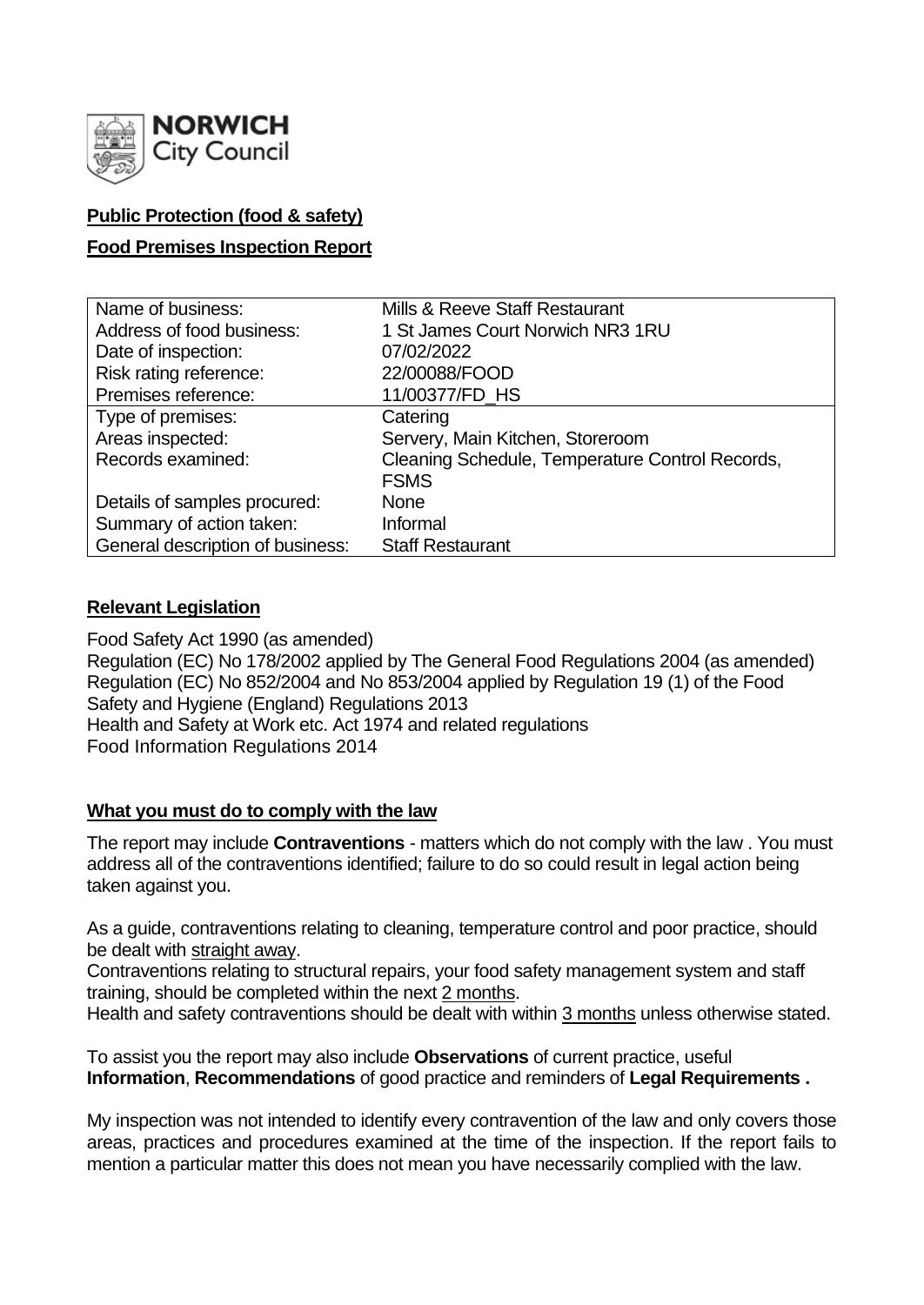**NORWICH City Council**

**Public Protection (food & safety)**

**Food Premises Inspection Report**

| Name of business: | Mills & Reeve Staff Restaurant |
|---|---|
| Address of food business: | 1 St James Court Norwich NR3 1RU |
| Date of inspection: | 07/02/2022 |
| Risk rating reference: | 22/00088/FOOD |
| Premises reference: | 11/00377/FD_HS |
| Type of premises: | Catering |
| Areas inspected: | Servery, Main Kitchen, Storeroom |
| Records examined: | Cleaning Schedule, Temperature Control Records, FSMS |
| Details of samples procured: | None |
| Summary of action taken: | Informal |
| General description of business: | Staff Restaurant |

**Relevant Legislation**

Food Safety Act 1990 (as amended)
Regulation (EC) No 178/2002 applied by The General Food Regulations 2004 (as amended)
Regulation (EC) No 852/2004 and No 853/2004 applied by Regulation 19 (1) of the Food Safety and Hygiene (England) Regulations 2013
Health and Safety at Work etc. Act 1974 and related regulations
Food Information Regulations 2014

**What you must do to comply with the law**

The report may include **Contraventions** - matters which do not comply with the law . You must address all of the contraventions identified; failure to do so could result in legal action being taken against you.

As a guide, contraventions relating to cleaning, temperature control and poor practice, should be dealt with straight away.
Contraventions relating to structural repairs, your food safety management system and staff training, should be completed within the next 2 months.
Health and safety contraventions should be dealt with within 3 months unless otherwise stated.

To assist you the report may also include **Observations** of current practice, useful **Information**, **Recommendations** of good practice and reminders of **Legal Requirements .**

My inspection was not intended to identify every contravention of the law and only covers those areas, practices and procedures examined at the time of the inspection. If the report fails to mention a particular matter this does not mean you have necessarily complied with the law.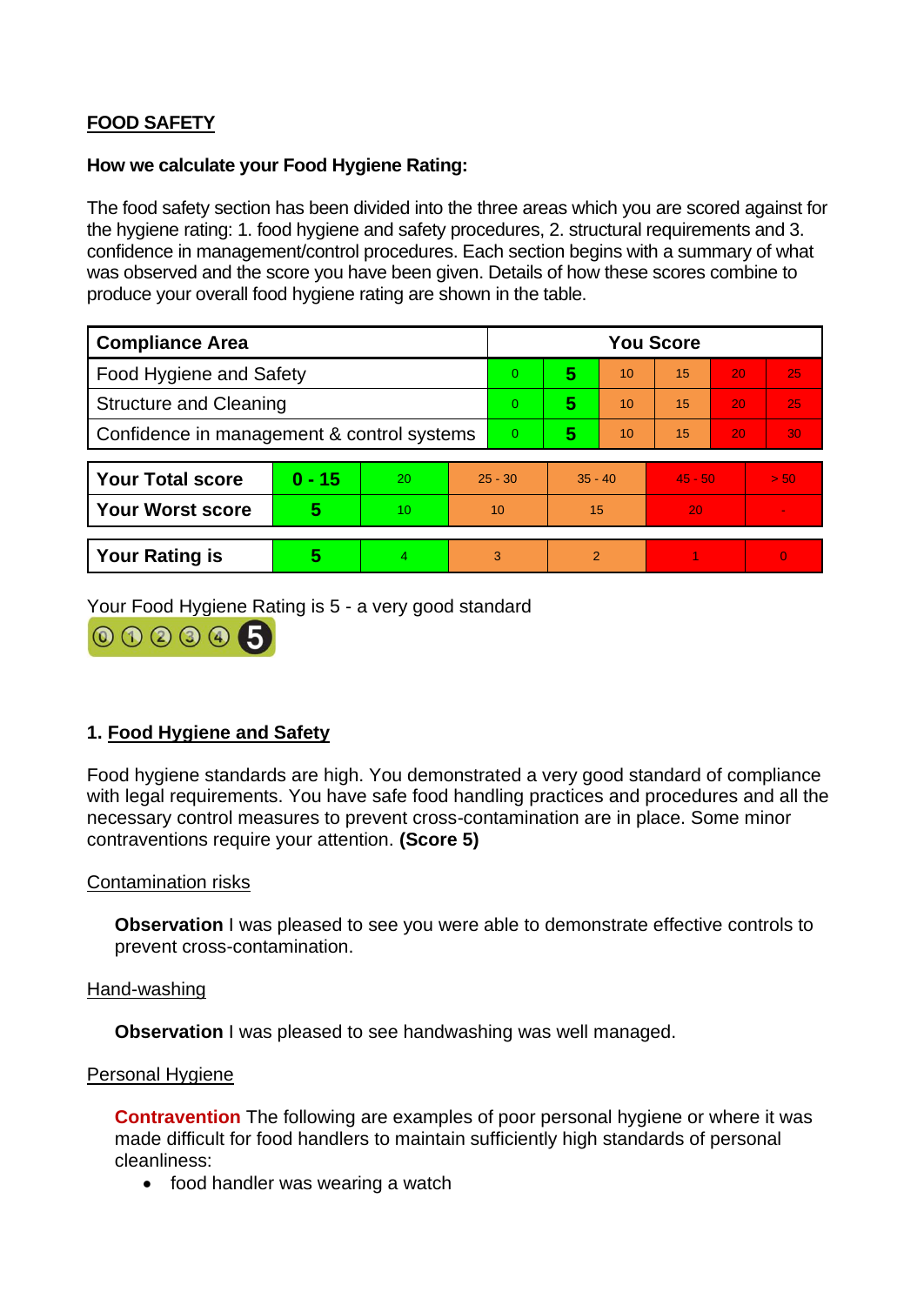## FOOD SAFETY

**How we calculate your Food Hygiene Rating:**

The food safety section has been divided into the three areas which you are scored against for the hygiene rating: 1. food hygiene and safety procedures, 2. structural requirements and 3. confidence in management/control procedures. Each section begins with a summary of what was observed and the score you have been given. Details of how these scores combine to produce your overall food hygiene rating are shown in the table.

| Compliance Area | You Score | | | | | |
|---|---|---|---|---|---|---|
| Food Hygiene and Safety | 0 | **5** | 10 | 15 | 20 | 25 |
| Structure and Cleaning | 0 | **5** | 10 | 15 | 20 | 25 |
| Confidence in management & control systems | 0 | **5** | 10 | 15 | 20 | 30 |

| | | | | | | |
|---|---|---|---|---|---|---|
| **Your Total score** | **0 - 15** | 20 | 25 - 30 | 35 - 40 | 45 - 50 | > 50 |
| **Your Worst score** | **5** | 10 | 10 | 15 | 20 | - |

| | | | | | | |
|---|---|---|---|---|---|---|
| **Your Rating is** | **5** | 4 | 3 | 2 | 1 | 0 |

Your Food Hygiene Rating is 5 - a very good standard

### 1. Food Hygiene and Safety

Food hygiene standards are high. You demonstrated a very good standard of compliance with legal requirements. You have safe food handling practices and procedures and all the necessary control measures to prevent cross-contamination are in place. Some minor contraventions require your attention. **(Score 5)**

Contamination risks

**Observation** I was pleased to see you were able to demonstrate effective controls to prevent cross-contamination.

Hand-washing

**Observation** I was pleased to see handwashing was well managed.

Personal Hygiene

**Contravention** The following are examples of poor personal hygiene or where it was made difficult for food handlers to maintain sufficiently high standards of personal cleanliness:

- food handler was wearing a watch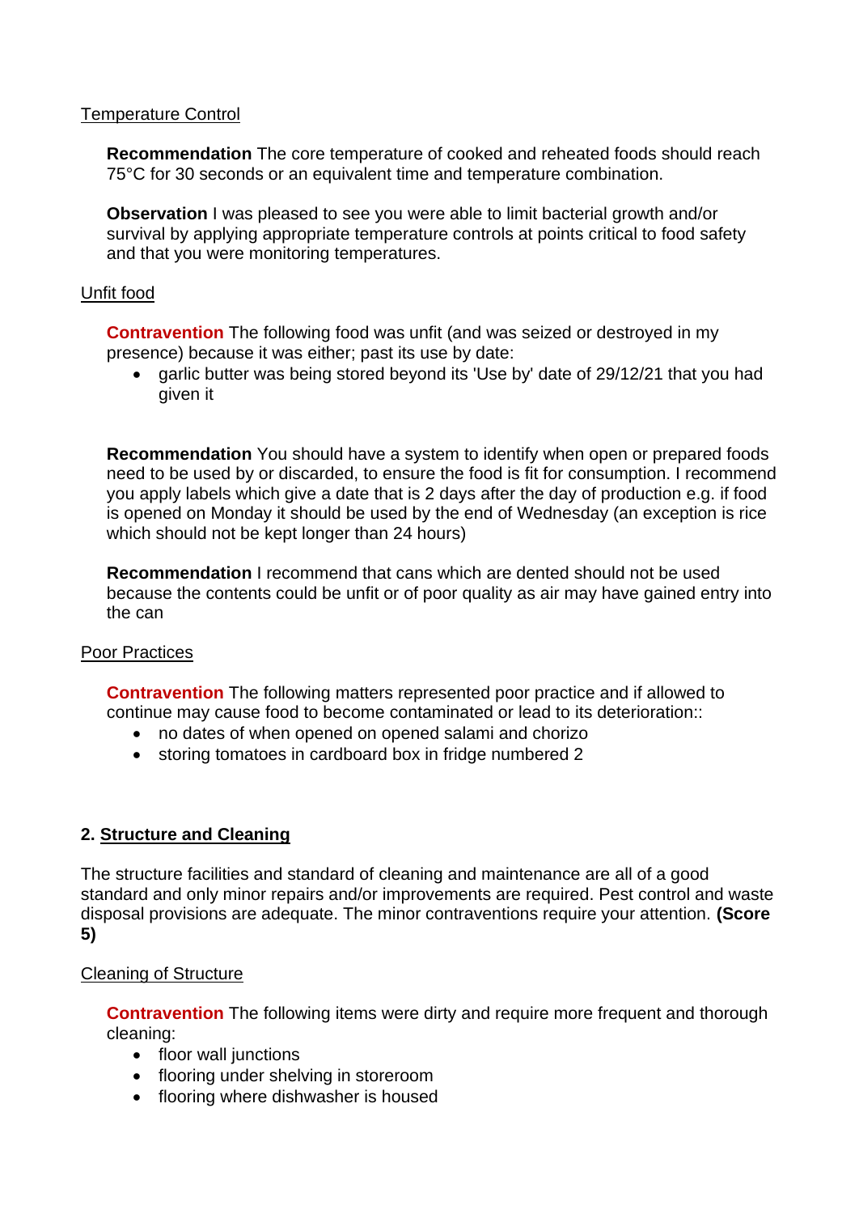Temperature Control

**Recommendation** The core temperature of cooked and reheated foods should reach 75°C for 30 seconds or an equivalent time and temperature combination.

**Observation** I was pleased to see you were able to limit bacterial growth and/or survival by applying appropriate temperature controls at points critical to food safety and that you were monitoring temperatures.

Unfit food

**Contravention** The following food was unfit (and was seized or destroyed in my presence) because it was either; past its use by date:

- garlic butter was being stored beyond its 'Use by' date of 29/12/21 that you had given it

**Recommendation** You should have a system to identify when open or prepared foods need to be used by or discarded, to ensure the food is fit for consumption. I recommend you apply labels which give a date that is 2 days after the day of production e.g. if food is opened on Monday it should be used by the end of Wednesday (an exception is rice which should not be kept longer than 24 hours)

**Recommendation** I recommend that cans which are dented should not be used because the contents could be unfit or of poor quality as air may have gained entry into the can

Poor Practices

**Contravention** The following matters represented poor practice and if allowed to continue may cause food to become contaminated or lead to its deterioration::

- no dates of when opened on opened salami and chorizo
- storing tomatoes in cardboard box in fridge numbered 2

## 2. Structure and Cleaning

The structure facilities and standard of cleaning and maintenance are all of a good standard and only minor repairs and/or improvements are required. Pest control and waste disposal provisions are adequate. The minor contraventions require your attention. **(Score 5)**

Cleaning of Structure

**Contravention** The following items were dirty and require more frequent and thorough cleaning:

- floor wall junctions
- flooring under shelving in storeroom
- flooring where dishwasher is housed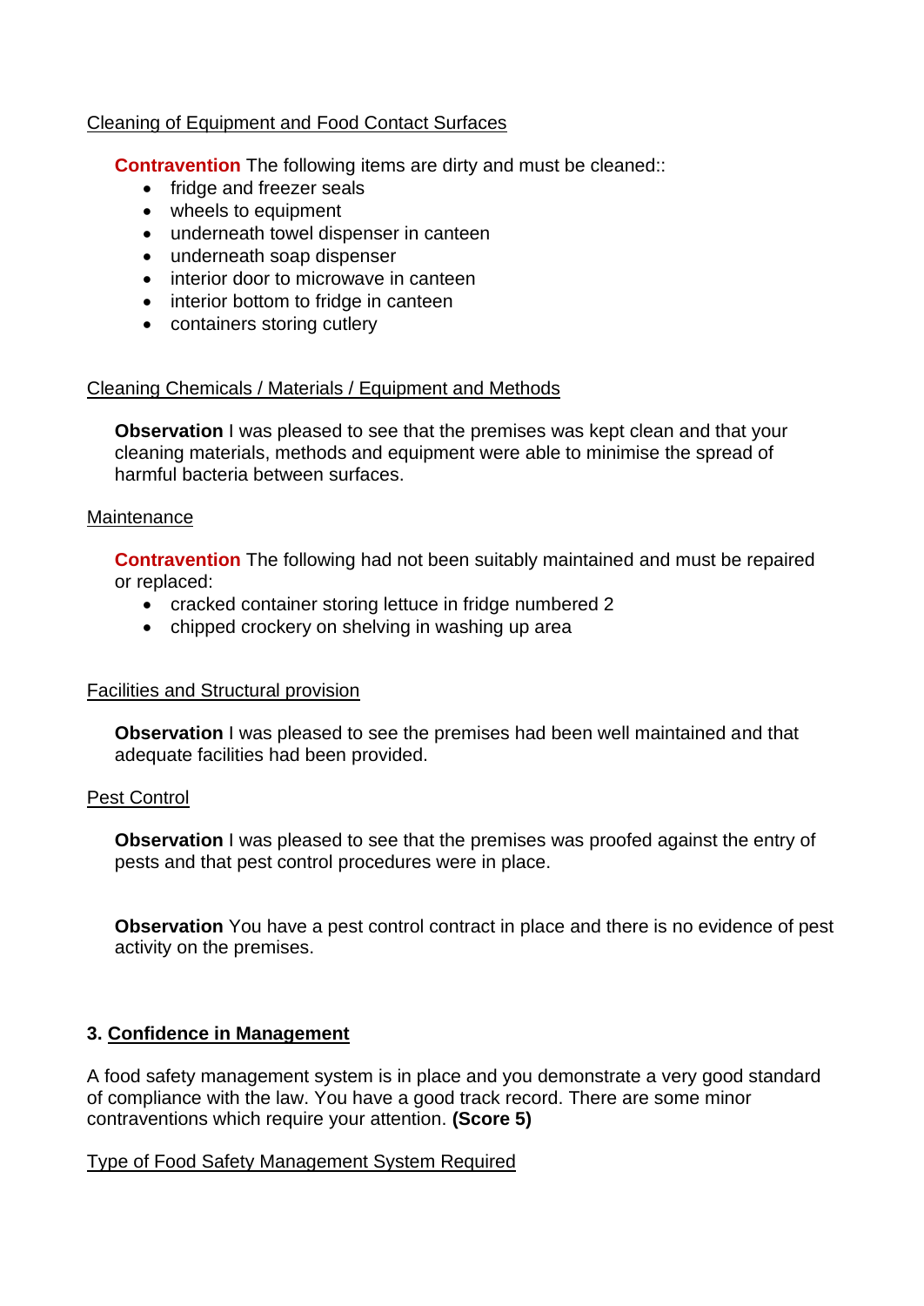Cleaning of Equipment and Food Contact Surfaces

**Contravention** The following items are dirty and must be cleaned::

- fridge and freezer seals
- wheels to equipment
- underneath towel dispenser in canteen
- underneath soap dispenser
- interior door to microwave in canteen
- interior bottom to fridge in canteen
- containers storing cutlery

Cleaning Chemicals / Materials / Equipment and Methods

**Observation** I was pleased to see that the premises was kept clean and that your cleaning materials, methods and equipment were able to minimise the spread of harmful bacteria between surfaces.

Maintenance

**Contravention** The following had not been suitably maintained and must be repaired or replaced:

- cracked container storing lettuce in fridge numbered 2
- chipped crockery on shelving in washing up area

Facilities and Structural provision

**Observation** I was pleased to see the premises had been well maintained and that adequate facilities had been provided.

Pest Control

**Observation** I was pleased to see that the premises was proofed against the entry of pests and that pest control procedures were in place.

**Observation** You have a pest control contract in place and there is no evidence of pest activity on the premises.

## 3. Confidence in Management

A food safety management system is in place and you demonstrate a very good standard of compliance with the law. You have a good track record. There are some minor contraventions which require your attention. **(Score 5)**

Type of Food Safety Management System Required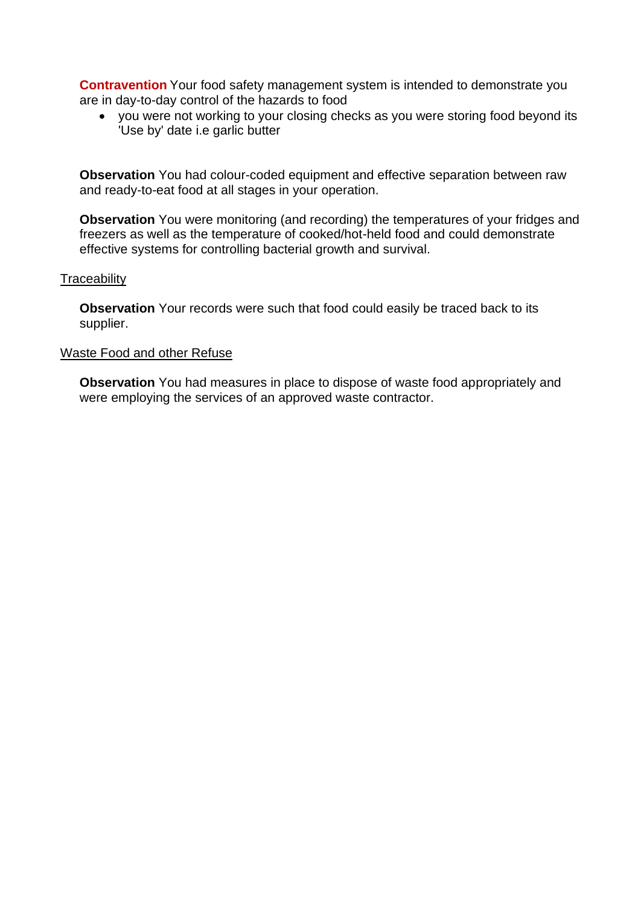**Contravention** Your food safety management system is intended to demonstrate you are in day-to-day control of the hazards to food

- you were not working to your closing checks as you were storing food beyond its 'Use by' date i.e garlic butter

**Observation** You had colour-coded equipment and effective separation between raw and ready-to-eat food at all stages in your operation.

**Observation** You were monitoring (and recording) the temperatures of your fridges and freezers as well as the temperature of cooked/hot-held food and could demonstrate effective systems for controlling bacterial growth and survival.

<u>Traceability</u>

**Observation** Your records were such that food could easily be traced back to its supplier.

<u>Waste Food and other Refuse</u>

**Observation** You had measures in place to dispose of waste food appropriately and were employing the services of an approved waste contractor.